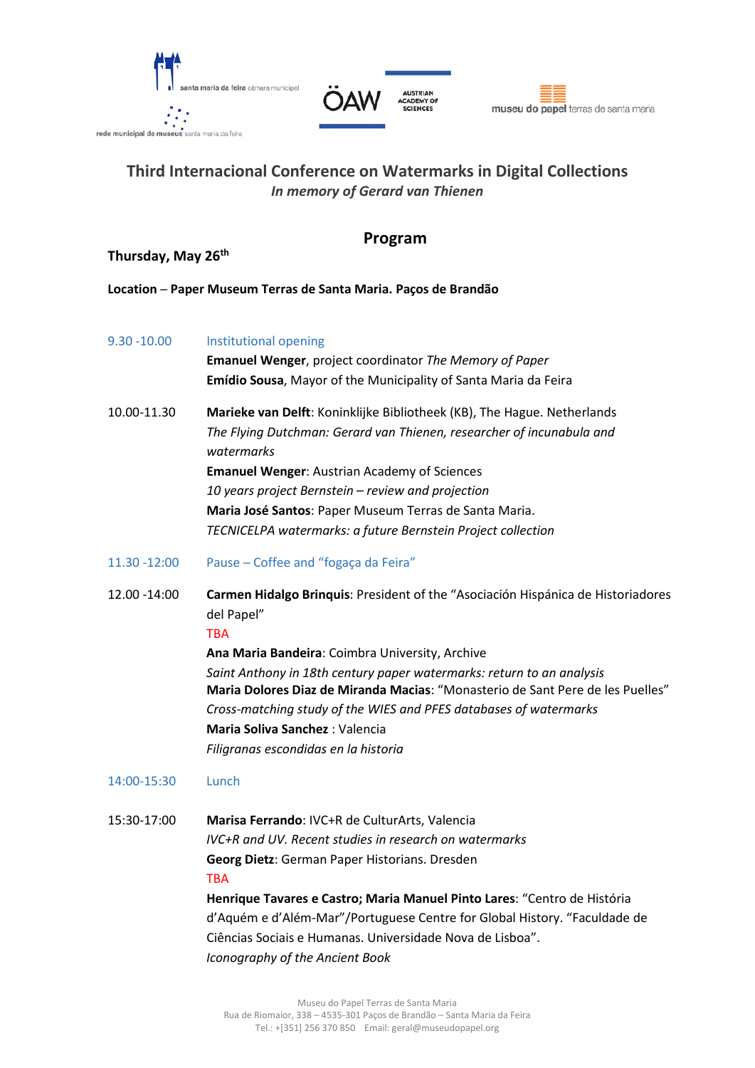santa maria da feira câmara municipal

rede municipal de museus santa maria da feira

ÖAW AUSTRIAN ACADEMY OF SCIENCES

museu do papel terras de santa maria

# Third Internacional Conference on Watermarks in Digital Collections

*In memory of Gerard van Thienen*

## Program

**Thursday, May 26th**

**Location – Paper Museum Terras de Santa Maria. Paços de Brandão**

9.30 -10.00 Institutional opening

**Emanuel Wenger**, project coordinator *The Memory of Paper*
**Emídio Sousa**, Mayor of the Municipality of Santa Maria da Feira

10.00-11.30

**Marieke van Delft**: Koninklijke Bibliotheek (KB), The Hague. Netherlands
*The Flying Dutchman: Gerard van Thienen, researcher of incunabula and watermarks*
**Emanuel Wenger**: Austrian Academy of Sciences
*10 years project Bernstein – review and projection*
**Maria José Santos**: Paper Museum Terras de Santa Maria.
*TECNICELPA watermarks: a future Bernstein Project collection*

11.30 -12:00 Pause – Coffee and "fogaça da Feira"

12.00 -14:00

**Carmen Hidalgo Brinquis**: President of the "Asociación Hispánica de Historiadores del Papel"
TBA
**Ana Maria Bandeira**: Coimbra University, Archive
*Saint Anthony in 18th century paper watermarks: return to an analysis*
**Maria Dolores Diaz de Miranda Macias**: "Monasterio de Sant Pere de les Puelles"
*Cross-matching study of the WIES and PFES databases of watermarks*
**Maria Soliva Sanchez** : Valencia
*Filigranas escondidas en la historia*

14:00-15:30 Lunch

15:30-17:00

**Marisa Ferrando**: IVC+R de CulturArts, Valencia
*IVC+R and UV. Recent studies in research on watermarks*
**Georg Dietz**: German Paper Historians. Dresden
TBA
**Henrique Tavares e Castro; Maria Manuel Pinto Lares**: "Centro de História d'Aquém e d'Além-Mar"/Portuguese Centre for Global History. "Faculdade de Ciências Sociais e Humanas. Universidade Nova de Lisboa".
*Iconography of the Ancient Book*

Museu do Papel Terras de Santa Maria
Rua de Riomaior, 338 – 4535-301 Paços de Brandão – Santa Maria da Feira
Tel.: +[351] 256 370 850 Email: geral@museudopapel.org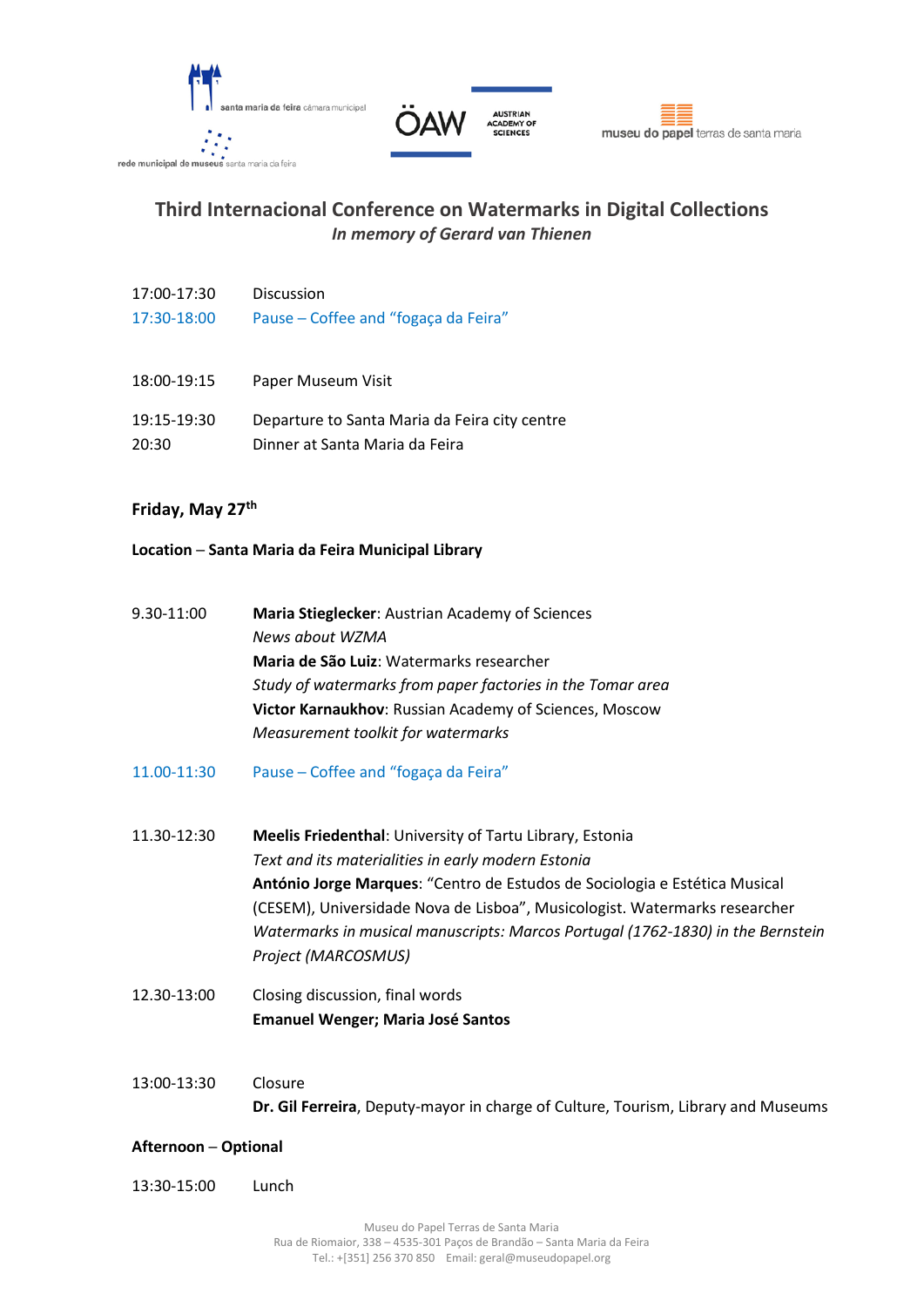## Third Internacional Conference on Watermarks in Digital Collections

*In memory of Gerard van Thienen*

17:00-17:30 Discussion

17:30-18:00 Pause – Coffee and "fogaça da Feira"

18:00-19:15 Paper Museum Visit

19:15-19:30 Departure to Santa Maria da Feira city centre

20:30 Dinner at Santa Maria da Feira

### Friday, May 27th

**Location – Santa Maria da Feira Municipal Library**

9.30-11:00 **Maria Stieglecker**: Austrian Academy of Sciences
*News about WZMA*
**Maria de São Luiz**: Watermarks researcher
*Study of watermarks from paper factories in the Tomar area*
**Victor Karnaukhov**: Russian Academy of Sciences, Moscow
*Measurement toolkit for watermarks*

11.00-11:30 Pause – Coffee and "fogaça da Feira"

11.30-12:30 **Meelis Friedenthal**: University of Tartu Library, Estonia
*Text and its materialities in early modern Estonia*
**António Jorge Marques**: "Centro de Estudos de Sociologia e Estética Musical (CESEM), Universidade Nova de Lisboa", Musicologist. Watermarks researcher
*Watermarks in musical manuscripts: Marcos Portugal (1762-1830) in the Bernstein Project (MARCOSMUS)*

12.30-13:00 Closing discussion, final words
**Emanuel Wenger; Maria José Santos**

13:00-13:30 Closure
**Dr. Gil Ferreira**, Deputy-mayor in charge of Culture, Tourism, Library and Museums

**Afternoon – Optional**

13:30-15:00 Lunch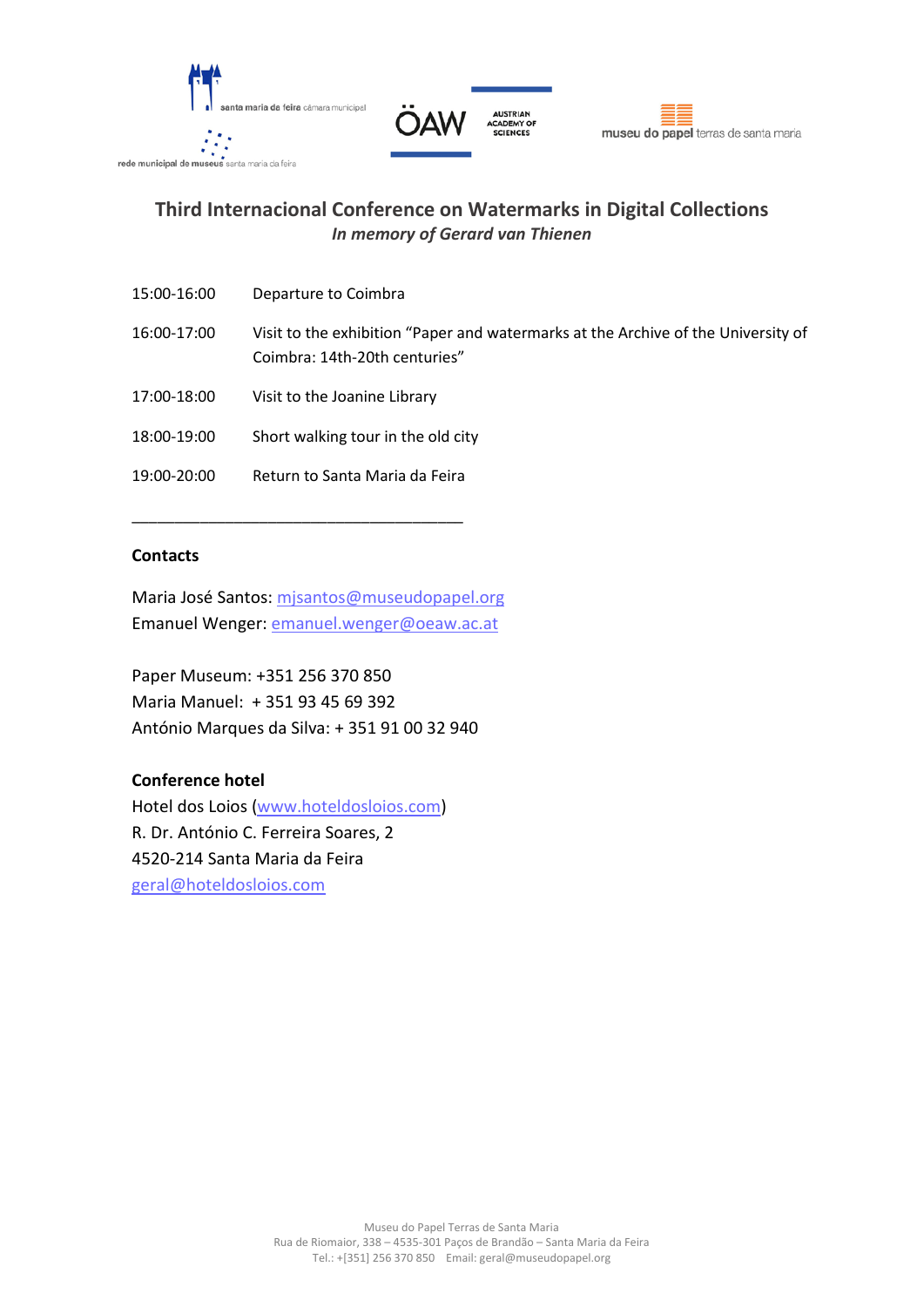## Third Internacional Conference on Watermarks in Digital Collections

*In memory of Gerard van Thienen*

| | |
|---|---|
| 15:00-16:00 | Departure to Coimbra |
| 16:00-17:00 | Visit to the exhibition "Paper and watermarks at the Archive of the University of Coimbra: 14th-20th centuries" |
| 17:00-18:00 | Visit to the Joanine Library |
| 18:00-19:00 | Short walking tour in the old city |
| 19:00-20:00 | Return to Santa Maria da Feira |

---

**Contacts**

Maria José Santos: mjsantos@museudopapel.org
Emanuel Wenger: emanuel.wenger@oeaw.ac.at

Paper Museum: +351 256 370 850
Maria Manuel: + 351 93 45 69 392
António Marques da Silva: + 351 91 00 32 940

**Conference hotel**
Hotel dos Loios (www.hoteldosloios.com)
R. Dr. António C. Ferreira Soares, 2
4520-214 Santa Maria da Feira
geral@hoteldosloios.com